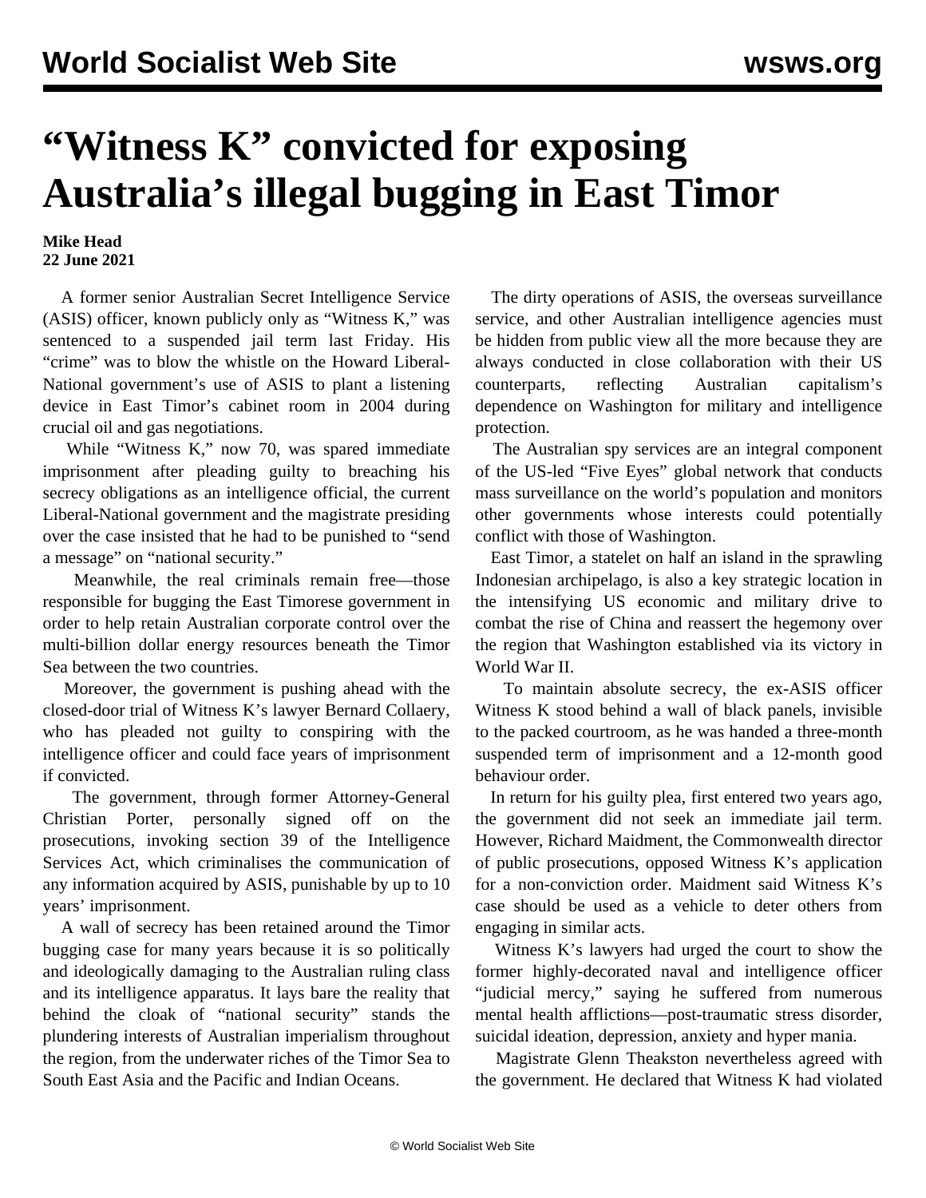# "Witness K" convicted for exposing Australia's illegal bugging in East Timor

**Mike Head**
**22 June 2021**

A former senior Australian Secret Intelligence Service (ASIS) officer, known publicly only as "Witness K," was sentenced to a suspended jail term last Friday. His "crime" was to blow the whistle on the Howard Liberal-National government's use of ASIS to plant a listening device in East Timor's cabinet room in 2004 during crucial oil and gas negotiations.

While "Witness K," now 70, was spared immediate imprisonment after pleading guilty to breaching his secrecy obligations as an intelligence official, the current Liberal-National government and the magistrate presiding over the case insisted that he had to be punished to "send a message" on "national security."

Meanwhile, the real criminals remain free—those responsible for bugging the East Timorese government in order to help retain Australian corporate control over the multi-billion dollar energy resources beneath the Timor Sea between the two countries.

Moreover, the government is pushing ahead with the closed-door trial of Witness K's lawyer Bernard Collaery, who has pleaded not guilty to conspiring with the intelligence officer and could face years of imprisonment if convicted.

The government, through former Attorney-General Christian Porter, personally signed off on the prosecutions, invoking section 39 of the Intelligence Services Act, which criminalises the communication of any information acquired by ASIS, punishable by up to 10 years' imprisonment.

A wall of secrecy has been retained around the Timor bugging case for many years because it is so politically and ideologically damaging to the Australian ruling class and its intelligence apparatus. It lays bare the reality that behind the cloak of "national security" stands the plundering interests of Australian imperialism throughout the region, from the underwater riches of the Timor Sea to South East Asia and the Pacific and Indian Oceans.

The dirty operations of ASIS, the overseas surveillance service, and other Australian intelligence agencies must be hidden from public view all the more because they are always conducted in close collaboration with their US counterparts, reflecting Australian capitalism's dependence on Washington for military and intelligence protection.

The Australian spy services are an integral component of the US-led "Five Eyes" global network that conducts mass surveillance on the world's population and monitors other governments whose interests could potentially conflict with those of Washington.

East Timor, a statelet on half an island in the sprawling Indonesian archipelago, is also a key strategic location in the intensifying US economic and military drive to combat the rise of China and reassert the hegemony over the region that Washington established via its victory in World War II.

To maintain absolute secrecy, the ex-ASIS officer Witness K stood behind a wall of black panels, invisible to the packed courtroom, as he was handed a three-month suspended term of imprisonment and a 12-month good behaviour order.

In return for his guilty plea, first entered two years ago, the government did not seek an immediate jail term. However, Richard Maidment, the Commonwealth director of public prosecutions, opposed Witness K's application for a non-conviction order. Maidment said Witness K's case should be used as a vehicle to deter others from engaging in similar acts.

Witness K's lawyers had urged the court to show the former highly-decorated naval and intelligence officer "judicial mercy," saying he suffered from numerous mental health afflictions—post-traumatic stress disorder, suicidal ideation, depression, anxiety and hyper mania.

Magistrate Glenn Theakston nevertheless agreed with the government. He declared that Witness K had violated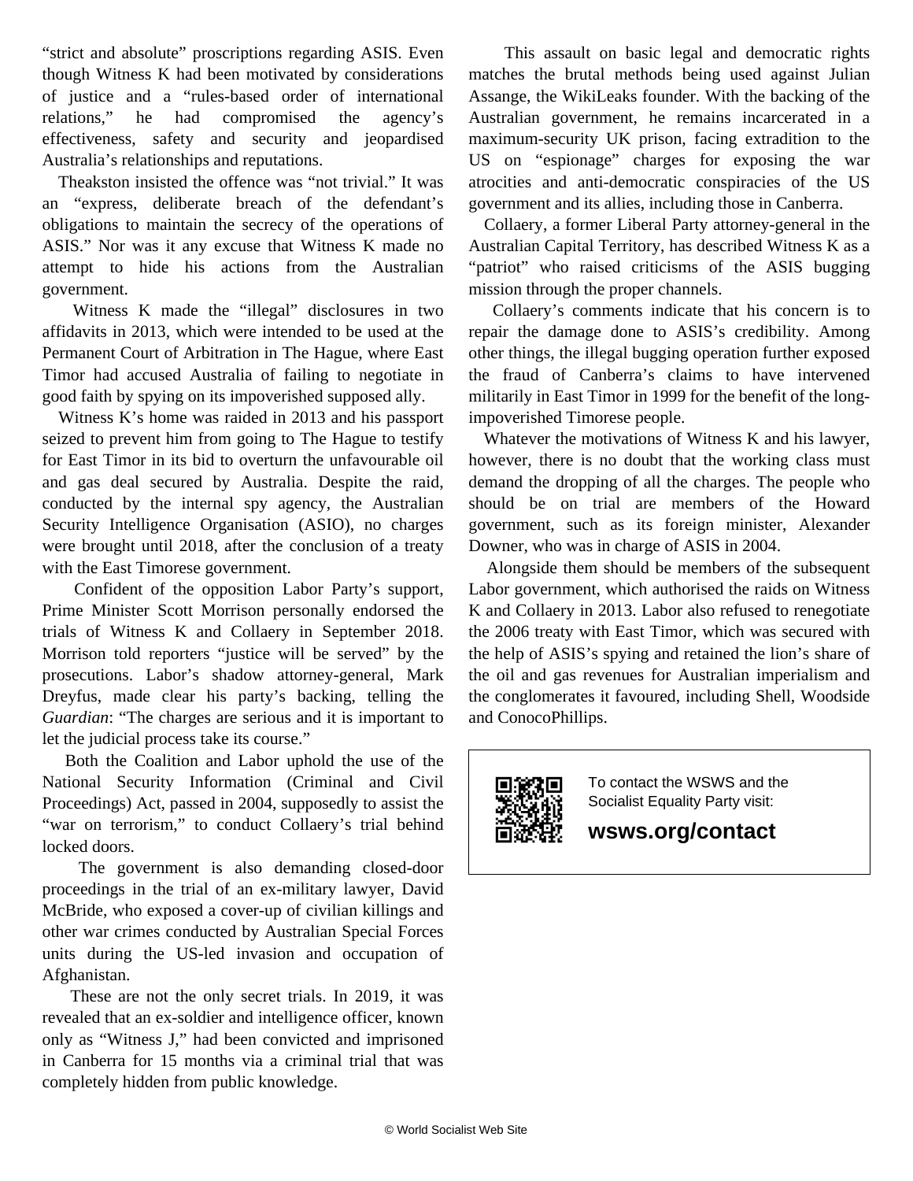"strict and absolute" proscriptions regarding ASIS. Even though Witness K had been motivated by considerations of justice and a "rules-based order of international relations," he had compromised the agency's effectiveness, safety and security and jeopardised Australia's relationships and reputations.

Theakston insisted the offence was "not trivial." It was an "express, deliberate breach of the defendant's obligations to maintain the secrecy of the operations of ASIS." Nor was it any excuse that Witness K made no attempt to hide his actions from the Australian government.

Witness K made the "illegal" disclosures in two affidavits in 2013, which were intended to be used at the Permanent Court of Arbitration in The Hague, where East Timor had accused Australia of failing to negotiate in good faith by spying on its impoverished supposed ally.

Witness K's home was raided in 2013 and his passport seized to prevent him from going to The Hague to testify for East Timor in its bid to overturn the unfavourable oil and gas deal secured by Australia. Despite the raid, conducted by the internal spy agency, the Australian Security Intelligence Organisation (ASIO), no charges were brought until 2018, after the conclusion of a treaty with the East Timorese government.

Confident of the opposition Labor Party's support, Prime Minister Scott Morrison personally endorsed the trials of Witness K and Collaery in September 2018. Morrison told reporters "justice will be served" by the prosecutions. Labor's shadow attorney-general, Mark Dreyfus, made clear his party's backing, telling the *Guardian*: "The charges are serious and it is important to let the judicial process take its course."

Both the Coalition and Labor uphold the use of the National Security Information (Criminal and Civil Proceedings) Act, passed in 2004, supposedly to assist the "war on terrorism," to conduct Collaery's trial behind locked doors.

The government is also demanding closed-door proceedings in the trial of an ex-military lawyer, David McBride, who exposed a cover-up of civilian killings and other war crimes conducted by Australian Special Forces units during the US-led invasion and occupation of Afghanistan.

These are not the only secret trials. In 2019, it was revealed that an ex-soldier and intelligence officer, known only as "Witness J," had been convicted and imprisoned in Canberra for 15 months via a criminal trial that was completely hidden from public knowledge.

This assault on basic legal and democratic rights matches the brutal methods being used against Julian Assange, the WikiLeaks founder. With the backing of the Australian government, he remains incarcerated in a maximum-security UK prison, facing extradition to the US on "espionage" charges for exposing the war atrocities and anti-democratic conspiracies of the US government and its allies, including those in Canberra.

Collaery, a former Liberal Party attorney-general in the Australian Capital Territory, has described Witness K as a "patriot" who raised criticisms of the ASIS bugging mission through the proper channels.

Collaery's comments indicate that his concern is to repair the damage done to ASIS's credibility. Among other things, the illegal bugging operation further exposed the fraud of Canberra's claims to have intervened militarily in East Timor in 1999 for the benefit of the long-impoverished Timorese people.

Whatever the motivations of Witness K and his lawyer, however, there is no doubt that the working class must demand the dropping of all the charges. The people who should be on trial are members of the Howard government, such as its foreign minister, Alexander Downer, who was in charge of ASIS in 2004.

Alongside them should be members of the subsequent Labor government, which authorised the raids on Witness K and Collaery in 2013. Labor also refused to renegotiate the 2006 treaty with East Timor, which was secured with the help of ASIS's spying and retained the lion's share of the oil and gas revenues for Australian imperialism and the conglomerates it favoured, including Shell, Woodside and ConocoPhillips.

To contact the WSWS and the Socialist Equality Party visit:

**wsws.org/contact**